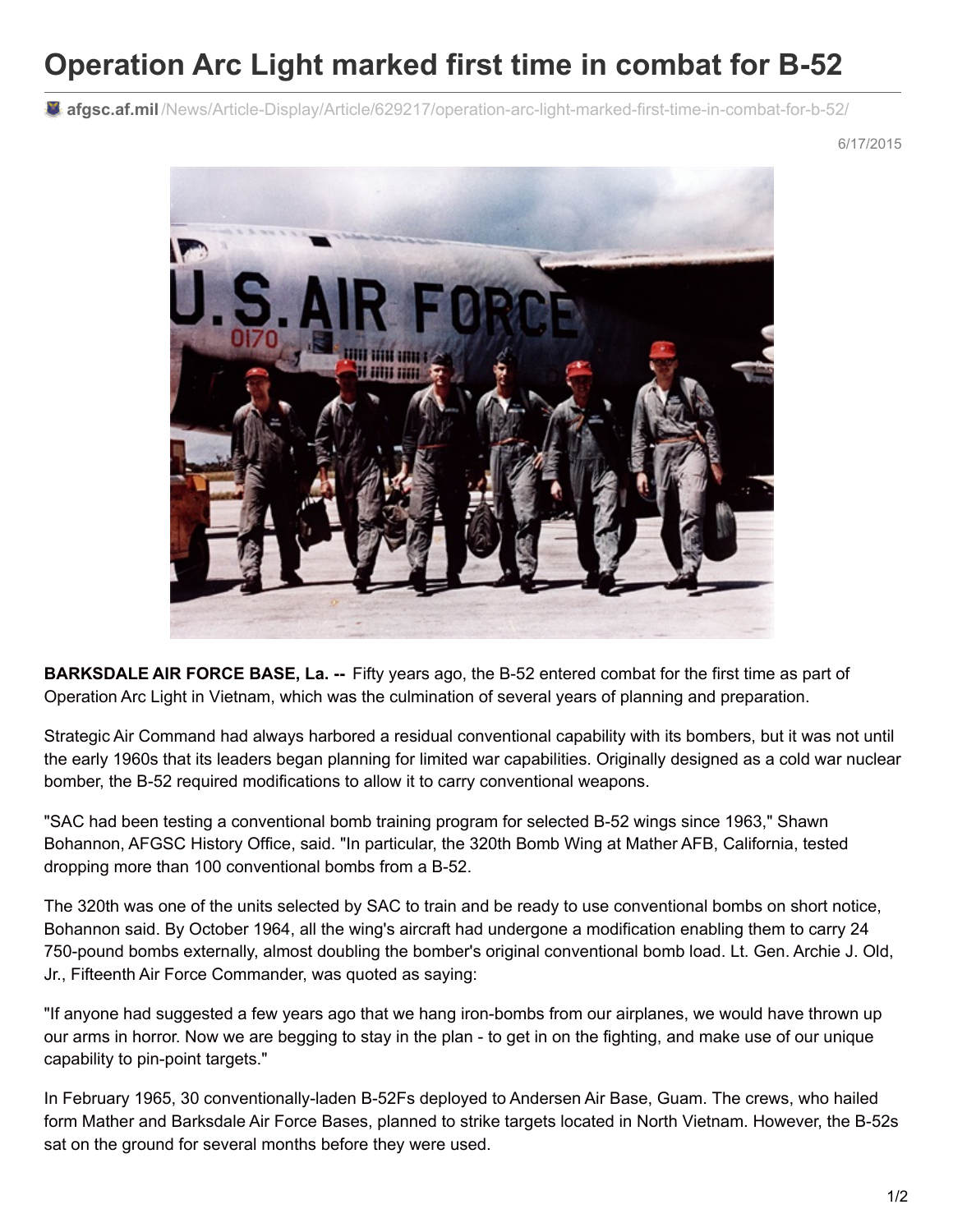# Operation Arc Light marked first time in combat for B-52

afgsc.mil/News/Article-Display/Article/629217/operation-arc-light-marked-first-time-in-combat-for-b-52/

6/17/2015

**BARKSDALE AIR FORCE BASE, La. --** Fifty years ago, the B-52 entered combat for the first time as part of Operation Arc Light in Vietnam, which was the culmination of several years of planning and preparation.

Strategic Air Command had always harbored a residual conventional capability with its bombers, but it was not until the early 1960s that its leaders began planning for limited war capabilities. Originally designed as a cold war nuclear bomber, the B-52 required modifications to allow it to carry conventional weapons.

"SAC had been testing a conventional bomb training program for selected B-52 wings since 1963," Shawn Bohannon, AFGSC History Office, said. "In particular, the 320th Bomb Wing at Mather AFB, California, tested dropping more than 100 conventional bombs from a B-52.

The 320th was one of the units selected by SAC to train and be ready to use conventional bombs on short notice, Bohannon said. By October 1964, all the wing's aircraft had undergone a modification enabling them to carry 24 750-pound bombs externally, almost doubling the bomber's original conventional bomb load. Lt. Gen. Archie J. Old, Jr., Fifteenth Air Force Commander, was quoted as saying:

"If anyone had suggested a few years ago that we hang iron-bombs from our airplanes, we would have thrown up our arms in horror. Now we are begging to stay in the plan - to get in on the fighting, and make use of our unique capability to pin-point targets."

In February 1965, 30 conventionally-laden B-52Fs deployed to Andersen Air Base, Guam. The crews, who hailed form Mather and Barksdale Air Force Bases, planned to strike targets located in North Vietnam. However, the B-52s sat on the ground for several months before they were used.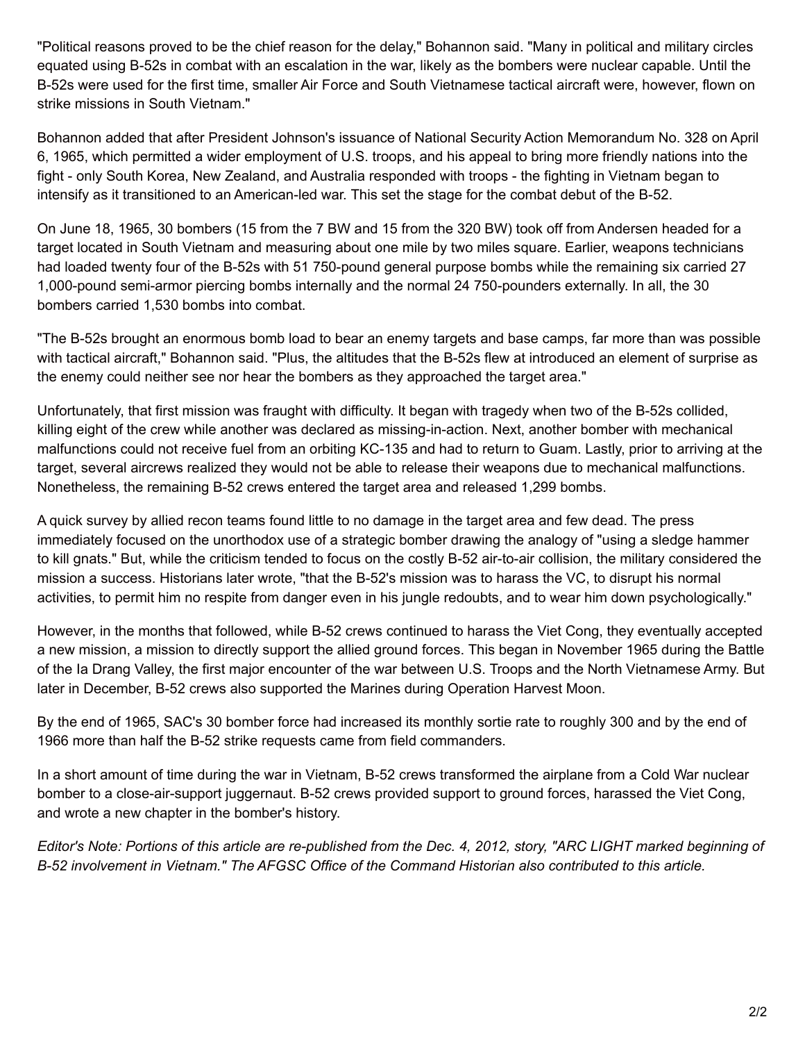"Political reasons proved to be the chief reason for the delay," Bohannon said. "Many in political and military circles equated using B-52s in combat with an escalation in the war, likely as the bombers were nuclear capable. Until the B-52s were used for the first time, smaller Air Force and South Vietnamese tactical aircraft were, however, flown on strike missions in South Vietnam."

Bohannon added that after President Johnson's issuance of National Security Action Memorandum No. 328 on April 6, 1965, which permitted a wider employment of U.S. troops, and his appeal to bring more friendly nations into the fight - only South Korea, New Zealand, and Australia responded with troops - the fighting in Vietnam began to intensify as it transitioned to an American-led war. This set the stage for the combat debut of the B-52.

On June 18, 1965, 30 bombers (15 from the 7 BW and 15 from the 320 BW) took off from Andersen headed for a target located in South Vietnam and measuring about one mile by two miles square. Earlier, weapons technicians had loaded twenty four of the B-52s with 51 750-pound general purpose bombs while the remaining six carried 27 1,000-pound semi-armor piercing bombs internally and the normal 24 750-pounders externally. In all, the 30 bombers carried 1,530 bombs into combat.

"The B-52s brought an enormous bomb load to bear an enemy targets and base camps, far more than was possible with tactical aircraft," Bohannon said. "Plus, the altitudes that the B-52s flew at introduced an element of surprise as the enemy could neither see nor hear the bombers as they approached the target area."

Unfortunately, that first mission was fraught with difficulty. It began with tragedy when two of the B-52s collided, killing eight of the crew while another was declared as missing-in-action. Next, another bomber with mechanical malfunctions could not receive fuel from an orbiting KC-135 and had to return to Guam. Lastly, prior to arriving at the target, several aircrews realized they would not be able to release their weapons due to mechanical malfunctions. Nonetheless, the remaining B-52 crews entered the target area and released 1,299 bombs.

A quick survey by allied recon teams found little to no damage in the target area and few dead. The press immediately focused on the unorthodox use of a strategic bomber drawing the analogy of "using a sledge hammer to kill gnats." But, while the criticism tended to focus on the costly B-52 air-to-air collision, the military considered the mission a success. Historians later wrote, "that the B-52's mission was to harass the VC, to disrupt his normal activities, to permit him no respite from danger even in his jungle redoubts, and to wear him down psychologically."

However, in the months that followed, while B-52 crews continued to harass the Viet Cong, they eventually accepted a new mission, a mission to directly support the allied ground forces. This began in November 1965 during the Battle of the Ia Drang Valley, the first major encounter of the war between U.S. Troops and the North Vietnamese Army. But later in December, B-52 crews also supported the Marines during Operation Harvest Moon.

By the end of 1965, SAC's 30 bomber force had increased its monthly sortie rate to roughly 300 and by the end of 1966 more than half the B-52 strike requests came from field commanders.

In a short amount of time during the war in Vietnam, B-52 crews transformed the airplane from a Cold War nuclear bomber to a close-air-support juggernaut. B-52 crews provided support to ground forces, harassed the Viet Cong, and wrote a new chapter in the bomber's history.

*Editor's Note: Portions of this article are re-published from the Dec. 4, 2012, story, "ARC LIGHT marked beginning of B-52 involvement in Vietnam." The AFGSC Office of the Command Historian also contributed to this article.*